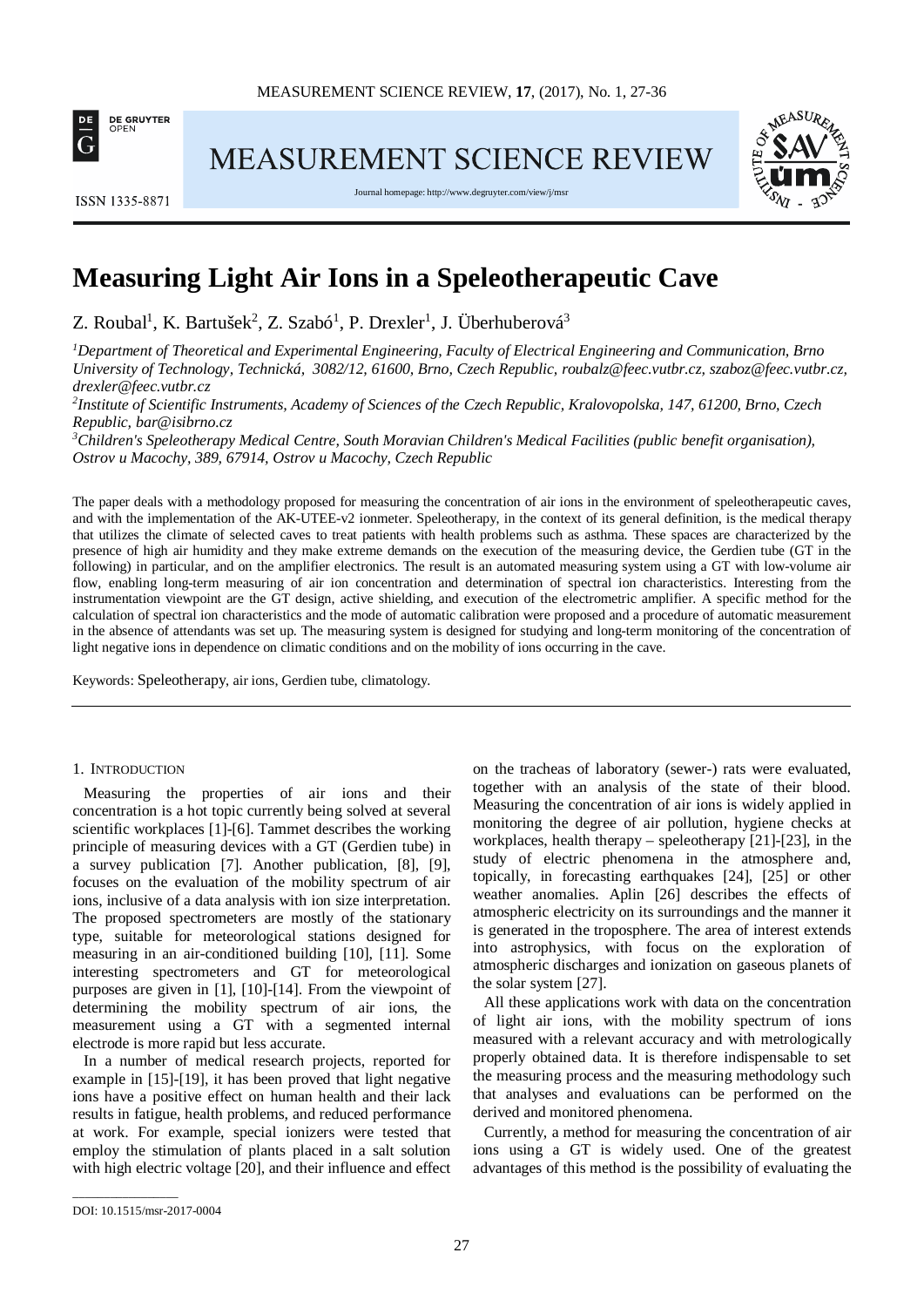# Measuring Light Air Ions in a Speleotherapeutic Cave

Z. Roubal[1], K. Bartušek[2], Z. Szabó[1], P. Drexler[1], J. Überhuberová[3]

[1]*Department of Theoretical and Experimental Engineering, Faculty of Electrical Engineering and Communication, Brno University of Technology, Technická, 3082/12, 61600, Brno, Czech Republic, roubalz@feec.vutbr.cz, szaboz@feec.vutbr.cz, drexler@feec.vutbr.cz*

[2]*Institute of Scientific Instruments, Academy of Sciences of the Czech Republic, Kralovopolska, 147, 61200, Brno, Czech Republic, bar@isibrno.cz*

[3]*Children's Speleotherapy Medical Centre, South Moravian Children's Medical Facilities (public benefit organisation), Ostrov u Macochy, 389, 67914, Ostrov u Macochy, Czech Republic*

The paper deals with a methodology proposed for measuring the concentration of air ions in the environment of speleotherapeutic caves, and with the implementation of the AK-UTEE-v2 ionmeter. Speleotherapy, in the context of its general definition, is the medical therapy that utilizes the climate of selected caves to treat patients with health problems such as asthma. These spaces are characterized by the presence of high air humidity and they make extreme demands on the execution of the measuring device, the Gerdien tube (GT in the following) in particular, and on the amplifier electronics. The result is an automated measuring system using a GT with low-volume air flow, enabling long-term measuring of air ion concentration and determination of spectral ion characteristics. Interesting from the instrumentation viewpoint are the GT design, active shielding, and execution of the electrometric amplifier. A specific method for the calculation of spectral ion characteristics and the mode of automatic calibration were proposed and a procedure of automatic measurement in the absence of attendants was set up. The measuring system is designed for studying and long-term monitoring of the concentration of light negative ions in dependence on climatic conditions and on the mobility of ions occurring in the cave.

Keywords: Speleotherapy, air ions, Gerdien tube, climatology.

## 1. Introduction

Measuring the properties of air ions and their concentration is a hot topic currently being solved at several scientific workplaces [1]-[6]. Tammet describes the working principle of measuring devices with a GT (Gerdien tube) in a survey publication [7]. Another publication, [8], [9], focuses on the evaluation of the mobility spectrum of air ions, inclusive of a data analysis with ion size interpretation. The proposed spectrometers are mostly of the stationary type, suitable for meteorological stations designed for measuring in an air-conditioned building [10], [11]. Some interesting spectrometers and GT for meteorological purposes are given in [1], [10]-[14]. From the viewpoint of determining the mobility spectrum of air ions, the measurement using a GT with a segmented internal electrode is more rapid but less accurate.

In a number of medical research projects, reported for example in [15]-[19], it has been proved that light negative ions have a positive effect on human health and their lack results in fatigue, health problems, and reduced performance at work. For example, special ionizers were tested that employ the stimulation of plants placed in a salt solution with high electric voltage [20], and their influence and effect on the tracheas of laboratory (sewer-) rats were evaluated, together with an analysis of the state of their blood. Measuring the concentration of air ions is widely applied in monitoring the degree of air pollution, hygiene checks at workplaces, health therapy – speleotherapy [21]-[23], in the study of electric phenomena in the atmosphere and, topically, in forecasting earthquakes [24], [25] or other weather anomalies. Aplin [26] describes the effects of atmospheric electricity on its surroundings and the manner it is generated in the troposphere. The area of interest extends into astrophysics, with focus on the exploration of atmospheric discharges and ionization on gaseous planets of the solar system [27].

All these applications work with data on the concentration of light air ions, with the mobility spectrum of ions measured with a relevant accuracy and with metrologically properly obtained data. It is therefore indispensable to set the measuring process and the measuring methodology such that analyses and evaluations can be performed on the derived and monitored phenomena.

Currently, a method for measuring the concentration of air ions using a GT is widely used. One of the greatest advantages of this method is the possibility of evaluating the

DOI: 10.1515/msr-2017-0004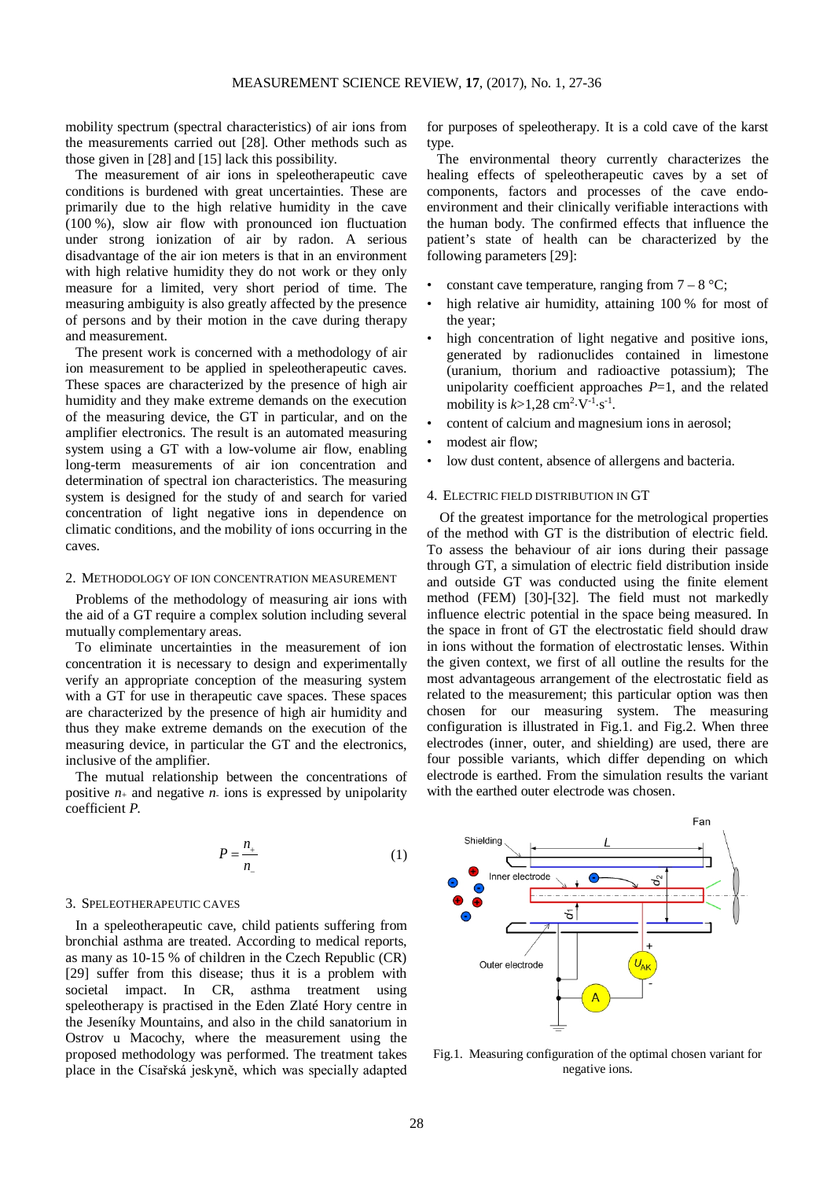mobility spectrum (spectral characteristics) of air ions from the measurements carried out [28]. Other methods such as those given in [28] and [15] lack this possibility.

The measurement of air ions in speleotherapeutic cave conditions is burdened with great uncertainties. These are primarily due to the high relative humidity in the cave (100 %), slow air flow with pronounced ion fluctuation under strong ionization of air by radon. A serious disadvantage of the air ion meters is that in an environment with high relative humidity they do not work or they only measure for a limited, very short period of time. The measuring ambiguity is also greatly affected by the presence of persons and by their motion in the cave during therapy and measurement.

The present work is concerned with a methodology of air ion measurement to be applied in speleotherapeutic caves. These spaces are characterized by the presence of high air humidity and they make extreme demands on the execution of the measuring device, the GT in particular, and on the amplifier electronics. The result is an automated measuring system using a GT with a low-volume air flow, enabling long-term measurements of air ion concentration and determination of spectral ion characteristics. The measuring system is designed for the study of and search for varied concentration of light negative ions in dependence on climatic conditions, and the mobility of ions occurring in the caves.

## 2. Methodology of ion concentration measurement

Problems of the methodology of measuring air ions with the aid of a GT require a complex solution including several mutually complementary areas.

To eliminate uncertainties in the measurement of ion concentration it is necessary to design and experimentally verify an appropriate conception of the measuring system with a GT for use in therapeutic cave spaces. These spaces are characterized by the presence of high air humidity and thus they make extreme demands on the execution of the measuring device, in particular the GT and the electronics, inclusive of the amplifier.

The mutual relationship between the concentrations of positive $n_+$ and negative $n_-$ ions is expressed by unipolarity coefficient $P$.

$$P = \frac{n_+}{n_-} \tag{1}$$

## 3. Speleotherapeutic caves

In a speleotherapeutic cave, child patients suffering from bronchial asthma are treated. According to medical reports, as many as 10-15 % of children in the Czech Republic (CR) [29] suffer from this disease; thus it is a problem with societal impact. In CR, asthma treatment using speleotherapy is practised in the Eden Zlaté Hory centre in the Jeseníky Mountains, and also in the child sanatorium in Ostrov u Macochy, where the measurement using the proposed methodology was performed. The treatment takes place in the Císařská jeskyně, which was specially adapted for purposes of speleotherapy. It is a cold cave of the karst type.

The environmental theory currently characterizes the healing effects of speleotherapeutic caves by a set of components, factors and processes of the cave endo-environment and their clinically verifiable interactions with the human body. The confirmed effects that influence the patient's state of health can be characterized by the following parameters [29]:

- constant cave temperature, ranging from 7 – 8 °C;
- high relative air humidity, attaining 100 % for most of the year;
- high concentration of light negative and positive ions, generated by radionuclides contained in limestone (uranium, thorium and radioactive potassium); The unipolarity coefficient approaches $P$=1, and the related mobility is $k$>1,28 $\mathrm{cm^2 \cdot V^{-1} \cdot s^{-1}}$.
- content of calcium and magnesium ions in aerosol;
- modest air flow;
- low dust content, absence of allergens and bacteria.

## 4. Electric field distribution in GT

Of the greatest importance for the metrological properties of the method with GT is the distribution of electric field. To assess the behaviour of air ions during their passage through GT, a simulation of electric field distribution inside and outside GT was conducted using the finite element method (FEM) [30]-[32]. The field must not markedly influence electric potential in the space being measured. In the space in front of GT the electrostatic field should draw in ions without the formation of electrostatic lenses. Within the given context, we first of all outline the results for the most advantageous arrangement of the electrostatic field as related to the measurement; this particular option was then chosen for our measuring system. The measuring configuration is illustrated in Fig.1. and Fig.2. When three electrodes (inner, outer, and shielding) are used, there are four possible variants, which differ depending on which electrode is earthed. From the simulation results the variant with the earthed outer electrode was chosen.

Fan
Shielding
$L$
Inner electrode
$d_2$
$d_1$
Outer electrode
+
$U_{AK}$
-
A

Fig.1. Measuring configuration of the optimal chosen variant for negative ions.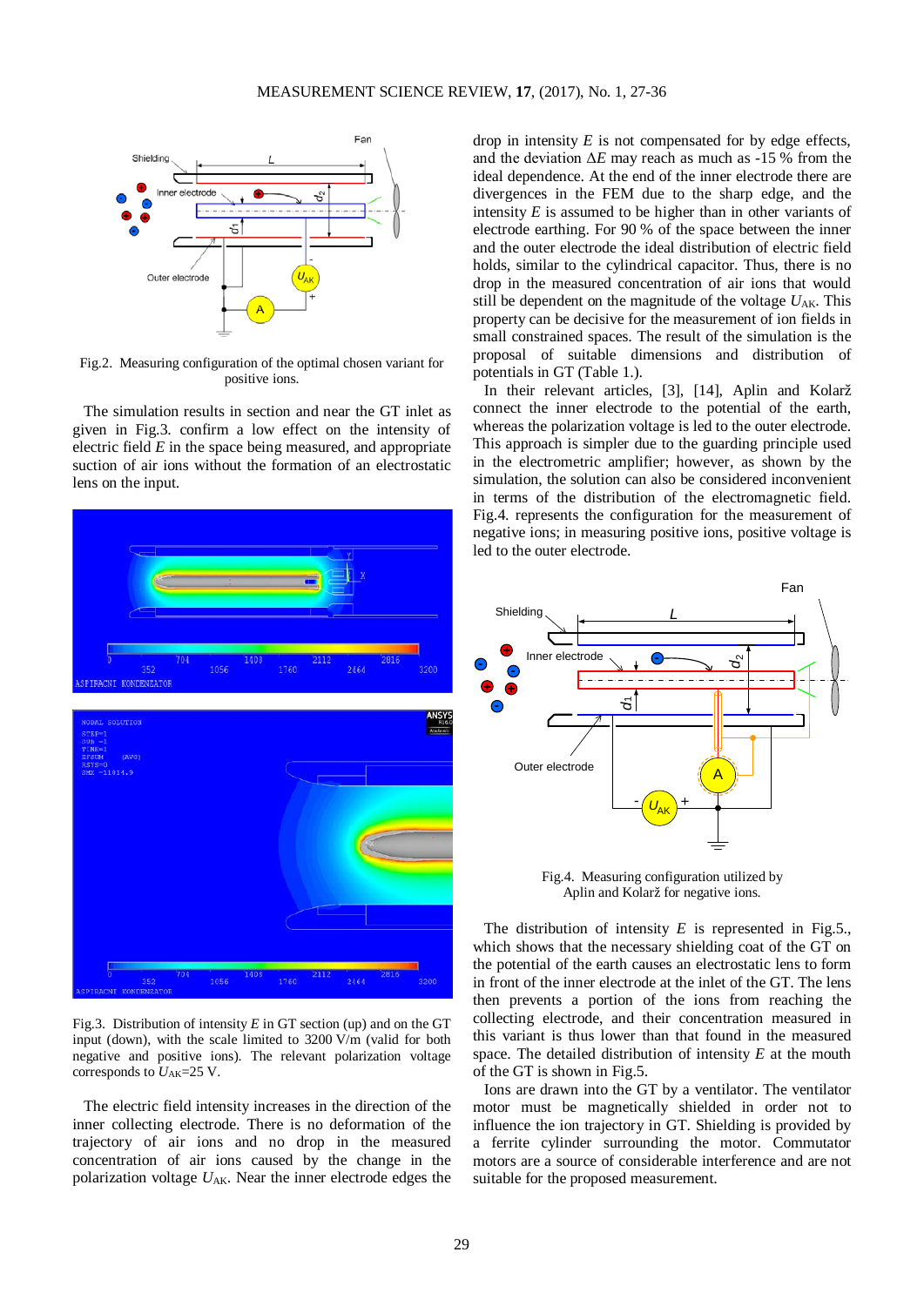Fig.2. Measuring configuration of the optimal chosen variant for positive ions.

The simulation results in section and near the GT inlet as given in Fig.3. confirm a low effect on the intensity of electric field $E$ in the space being measured, and appropriate suction of air ions without the formation of an electrostatic lens on the input.

Fig.3. Distribution of intensity $E$ in GT section (up) and on the GT input (down), with the scale limited to 3200 V/m (valid for both negative and positive ions). The relevant polarization voltage corresponds to $U_{AK}$=25 V.

The electric field intensity increases in the direction of the inner collecting electrode. There is no deformation of the trajectory of air ions and no drop in the measured concentration of air ions caused by the change in the polarization voltage $U_{AK}$. Near the inner electrode edges the drop in intensity $E$ is not compensated for by edge effects, and the deviation $\Delta E$ may reach as much as -15 % from the ideal dependence. At the end of the inner electrode there are divergences in the FEM due to the sharp edge, and the intensity $E$ is assumed to be higher than in other variants of electrode earthing. For 90 % of the space between the inner and the outer electrode the ideal distribution of electric field holds, similar to the cylindrical capacitor. Thus, there is no drop in the measured concentration of air ions that would still be dependent on the magnitude of the voltage $U_{AK}$. This property can be decisive for the measurement of ion fields in small constrained spaces. The result of the simulation is the proposal of suitable dimensions and distribution of potentials in GT (Table 1.).

In their relevant articles, [3], [14], Aplin and Kolarž connect the inner electrode to the potential of the earth, whereas the polarization voltage is led to the outer electrode. This approach is simpler due to the guarding principle used in the electrometric amplifier; however, as shown by the simulation, the solution can also be considered inconvenient in terms of the distribution of the electromagnetic field. Fig.4. represents the configuration for the measurement of negative ions; in measuring positive ions, positive voltage is led to the outer electrode.

Fig.4. Measuring configuration utilized by Aplin and Kolarž for negative ions.

The distribution of intensity $E$ is represented in Fig.5., which shows that the necessary shielding coat of the GT on the potential of the earth causes an electrostatic lens to form in front of the inner electrode at the inlet of the GT. The lens then prevents a portion of the ions from reaching the collecting electrode, and their concentration measured in this variant is thus lower than that found in the measured space. The detailed distribution of intensity $E$ at the mouth of the GT is shown in Fig.5.

Ions are drawn into the GT by a ventilator. The ventilator motor must be magnetically shielded in order not to influence the ion trajectory in GT. Shielding is provided by a ferrite cylinder surrounding the motor. Commutator motors are a source of considerable interference and are not suitable for the proposed measurement.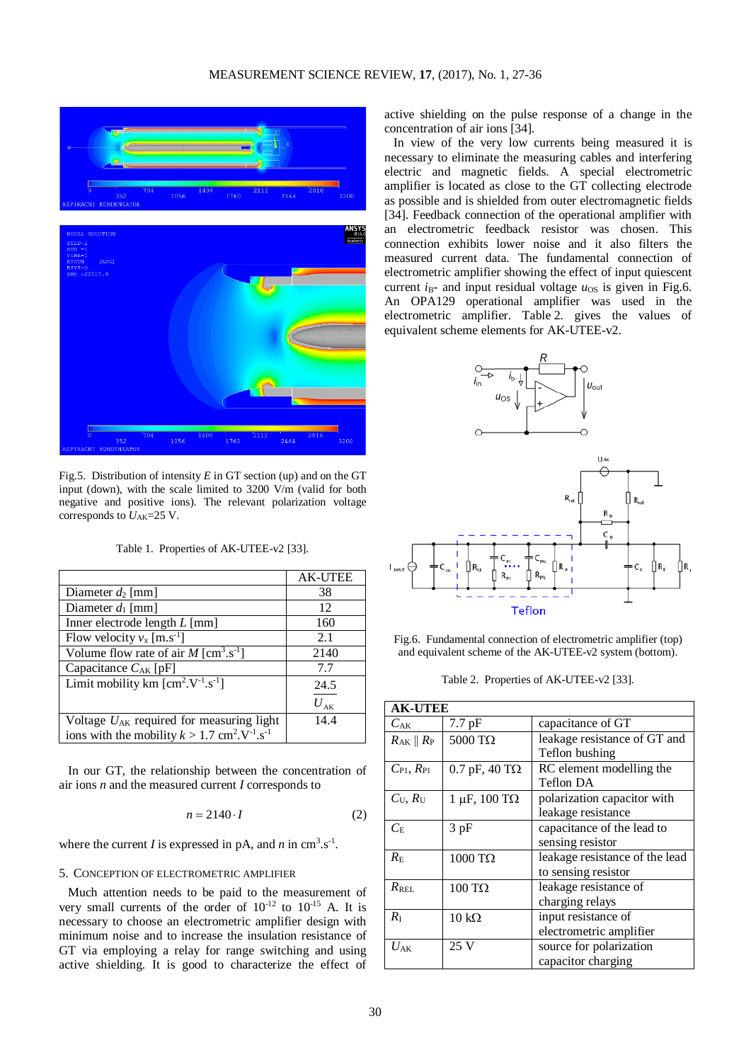Fig.5. Distribution of intensity $E$ in GT section (up) and on the GT input (down), with the scale limited to 3200 V/m (valid for both negative and positive ions). The relevant polarization voltage corresponds to $U_{AK}$=25 V.

Table 1. Properties of AK-UTEE-v2 [33].

| | AK-UTEE |
|---|---|
| Diameter $d_2$ [mm] | 38 |
| Diameter $d_1$ [mm] | 12 |
| Inner electrode length $L$ [mm] | 160 |
| Flow velocity $v_x$ [m.s$^{-1}$] | 2.1 |
| Volume flow rate of air $M$ [cm$^3$.s$^{-1}$] | 2140 |
| Capacitance $C_{AK}$ [pF] | 7.7 |
| Limit mobility km [cm$^2$.V$^{-1}$.s$^{-1}$] | 24.5 $U_{AK}$ |
| Voltage $U_{AK}$ required for measuring light ions with the mobility $k$ > 1.7 cm$^2$.V$^{-1}$.s$^{-1}$ | 14.4 |

In our GT, the relationship between the concentration of air ions $n$ and the measured current $I$ corresponds to

$$n = 2140 \cdot I \tag{2}$$

where the current $I$ is expressed in pA, and $n$ in cm$^3$.s$^{-1}$.

## 5. Conception of electrometric amplifier

Much attention needs to be paid to the measurement of very small currents of the order of $10^{-12}$ to $10^{-15}$ A. It is necessary to choose an electrometric amplifier design with minimum noise and to increase the insulation resistance of GT via employing a relay for range switching and using active shielding. It is good to characterize the effect of active shielding on the pulse response of a change in the concentration of air ions [34].

In view of the very low currents being measured it is necessary to eliminate the measuring cables and interfering electric and magnetic fields. A special electrometric amplifier is located as close to the GT collecting electrode as possible and is shielded from outer electromagnetic fields [34]. Feedback connection of the operational amplifier with an electrometric feedback resistor was chosen. This connection exhibits lower noise and it also filters the measured current data. The fundamental connection of electrometric amplifier showing the effect of input quiescent current $i_{B}$- and input residual voltage $u_{OS}$ is given in Fig.6. An OPA129 operational amplifier was used in the electrometric amplifier. Table 2. gives the values of equivalent scheme elements for AK-UTEE-v2.

Fig.6. Fundamental connection of electrometric amplifier (top) and equivalent scheme of the AK-UTEE-v2 system (bottom).

Table 2. Properties of AK-UTEE-v2 [33].

| **AK-UTEE** | | |
|---|---|---|
| $C_{AK}$ | 7.7 pF | capacitance of GT |
| $R_{AK} \parallel R_P$ | 5000 TΩ | leakage resistance of GT and Teflon bushing |
| $C_{P1}$, $R_{P1}$ | 0.7 pF, 40 TΩ | RC element modelling the Teflon DA |
| $C_U$, $R_U$ | 1 μF, 100 TΩ | polarization capacitor with leakage resistance |
| $C_E$ | 3 pF | capacitance of the lead to sensing resistor |
| $R_E$ | 1000 TΩ | leakage resistance of the lead to sensing resistor |
| $R_{REL}$ | 100 TΩ | leakage resistance of charging relays |
| $R_I$ | 10 kΩ | input resistance of electrometric amplifier |
| $U_{AK}$ | 25 V | source for polarization capacitor charging |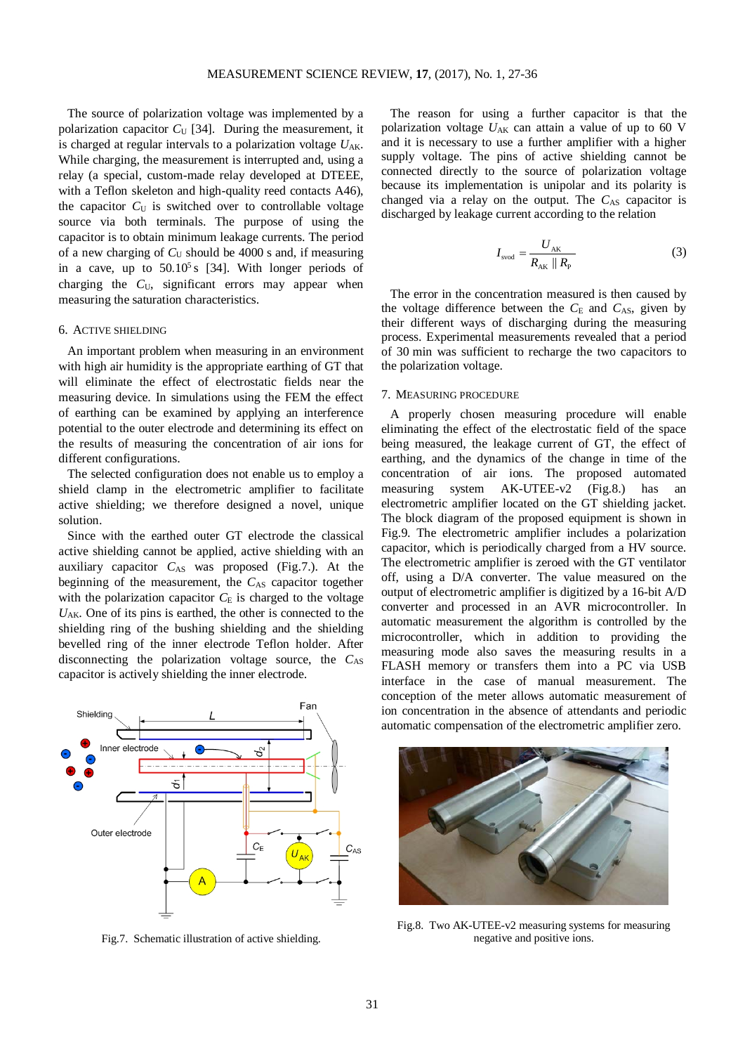The source of polarization voltage was implemented by a polarization capacitor $C_U$ [34]. During the measurement, it is charged at regular intervals to a polarization voltage $U_{AK}$. While charging, the measurement is interrupted and, using a relay (a special, custom-made relay developed at DTEEE, with a Teflon skeleton and high-quality reed contacts A46), the capacitor $C_U$ is switched over to controllable voltage source via both terminals. The purpose of using the capacitor is to obtain minimum leakage currents. The period of a new charging of $C_U$ should be 4000 s and, if measuring in a cave, up to $50.10^5$ s [34]. With longer periods of charging the $C_U$, significant errors may appear when measuring the saturation characteristics.

## 6. Active shielding

An important problem when measuring in an environment with high air humidity is the appropriate earthing of GT that will eliminate the effect of electrostatic fields near the measuring device. In simulations using the FEM the effect of earthing can be examined by applying an interference potential to the outer electrode and determining its effect on the results of measuring the concentration of air ions for different configurations.

The selected configuration does not enable us to employ a shield clamp in the electrometric amplifier to facilitate active shielding; we therefore designed a novel, unique solution.

Since with the earthed outer GT electrode the classical active shielding cannot be applied, active shielding with an auxiliary capacitor $C_{AS}$ was proposed (Fig.7.). At the beginning of the measurement, the $C_{AS}$ capacitor together with the polarization capacitor $C_E$ is charged to the voltage $U_{AK}$. One of its pins is earthed, the other is connected to the shielding ring of the bushing shielding and the shielding bevelled ring of the inner electrode Teflon holder. After disconnecting the polarization voltage source, the $C_{AS}$ capacitor is actively shielding the inner electrode.

Fig.7. Schematic illustration of active shielding.

The reason for using a further capacitor is that the polarization voltage $U_{AK}$ can attain a value of up to 60 V and it is necessary to use a further amplifier with a higher supply voltage. The pins of active shielding cannot be connected directly to the source of polarization voltage because its implementation is unipolar and its polarity is changed via a relay on the output. The $C_{AS}$ capacitor is discharged by leakage current according to the relation

$$I_{svod} = \frac{U_{AK}}{R_{AK} \parallel R_p} \tag{3}$$

The error in the concentration measured is then caused by the voltage difference between the $C_E$ and $C_{AS}$, given by their different ways of discharging during the measuring process. Experimental measurements revealed that a period of 30 min was sufficient to recharge the two capacitors to the polarization voltage.

## 7. Measuring procedure

A properly chosen measuring procedure will enable eliminating the effect of the electrostatic field of the space being measured, the leakage current of GT, the effect of earthing, and the dynamics of the change in time of the concentration of air ions. The proposed automated measuring system AK-UTEE-v2 (Fig.8.) has an electrometric amplifier located on the GT shielding jacket. The block diagram of the proposed equipment is shown in Fig.9. The electrometric amplifier includes a polarization capacitor, which is periodically charged from a HV source. The electrometric amplifier is zeroed with the GT ventilator off, using a D/A converter. The value measured on the output of electrometric amplifier is digitized by a 16-bit A/D converter and processed in an AVR microcontroller. In automatic measurement the algorithm is controlled by the microcontroller, which in addition to providing the measuring mode also saves the measuring results in a FLASH memory or transfers them into a PC via USB interface in the case of manual measurement. The conception of the meter allows automatic measurement of ion concentration in the absence of attendants and periodic automatic compensation of the electrometric amplifier zero.

Fig.8. Two AK-UTEE-v2 measuring systems for measuring negative and positive ions.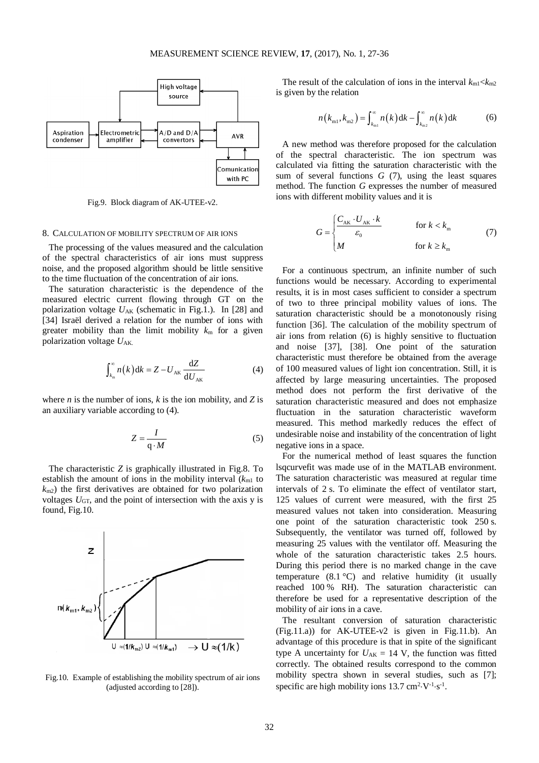Fig.9. Block diagram of AK-UTEE-v2.

## 8. Calculation of mobility spectrum of air ions

The processing of the values measured and the calculation of the spectral characteristics of air ions must suppress noise, and the proposed algorithm should be little sensitive to the time fluctuation of the concentration of air ions.

The saturation characteristic is the dependence of the measured electric current flowing through GT on the polarization voltage $U_{AK}$ (schematic in Fig.1.). In [28] and [34] Israël derived a relation for the number of ions with greater mobility than the limit mobility $k_m$ for a given polarization voltage $U_{AK}$.

$$\int_{k_m}^{\infty} n(k)\,\mathrm{d}k = Z - U_{AK}\frac{\mathrm{d}Z}{\mathrm{d}U_{AK}} \tag{4}$$

where $n$ is the number of ions, $k$ is the ion mobility, and $Z$ is an auxiliary variable according to (4).

$$Z = \frac{I}{\mathrm{q}\cdot M} \tag{5}$$

The characteristic $Z$ is graphically illustrated in Fig.8. To establish the amount of ions in the mobility interval ($k_{m1}$ to $k_{m2}$) the first derivatives are obtained for two polarization voltages $U_{GT}$, and the point of intersection with the axis y is found, Fig.10.

Fig.10. Example of establishing the mobility spectrum of air ions (adjusted according to [28]).

The result of the calculation of ions in the interval $k_{m1}<k_{m2}$ is given by the relation

$$n(k_{m1}, k_{m2}) = \int_{k_{m1}}^{\infty} n(k)\,\mathrm{d}k - \int_{k_{m2}}^{\infty} n(k)\,\mathrm{d}k \tag{6}$$

A new method was therefore proposed for the calculation of the spectral characteristic. The ion spectrum was calculated via fitting the saturation characteristic with the sum of several functions $G$ (7), using the least squares method. The function $G$ expresses the number of measured ions with different mobility values and it is

$$G = \begin{cases} \dfrac{C_{AK}\cdot U_{AK}\cdot k}{\varepsilon_0} & \text{for } k < k_m \\ M & \text{for } k \geq k_m \end{cases} \tag{7}$$

For a continuous spectrum, an infinite number of such functions would be necessary. According to experimental results, it is in most cases sufficient to consider a spectrum of two to three principal mobility values of ions. The saturation characteristic should be a monotonously rising function [36]. The calculation of the mobility spectrum of air ions from relation (6) is highly sensitive to fluctuation and noise [37], [38]. One point of the saturation characteristic must therefore be obtained from the average of 100 measured values of light ion concentration. Still, it is affected by large measuring uncertainties. The proposed method does not perform the first derivative of the saturation characteristic measured and does not emphasize fluctuation in the saturation characteristic waveform measured. This method markedly reduces the effect of undesirable noise and instability of the concentration of light negative ions in a space.

For the numerical method of least squares the function lsqcurvefit was made use of in the MATLAB environment. The saturation characteristic was measured at regular time intervals of 2 s. To eliminate the effect of ventilator start, 125 values of current were measured, with the first 25 measured values not taken into consideration. Measuring one point of the saturation characteristic took 250 s. Subsequently, the ventilator was turned off, followed by measuring 25 values with the ventilator off. Measuring the whole of the saturation characteristic takes 2.5 hours. During this period there is no marked change in the cave temperature (8.1 °C) and relative humidity (it usually reached 100 % RH). The saturation characteristic can therefore be used for a representative description of the mobility of air ions in a cave.

The resultant conversion of saturation characteristic (Fig.11.a)) for AK-UTEE-v2 is given in Fig.11.b). An advantage of this procedure is that in spite of the significant type A uncertainty for $U_{AK}$ = 14 V, the function was fitted correctly. The obtained results correspond to the common mobility spectra shown in several studies, such as [7]; specific are high mobility ions 13.7 $\mathrm{cm^2 \cdot V^{-1} \cdot s^{-1}}$.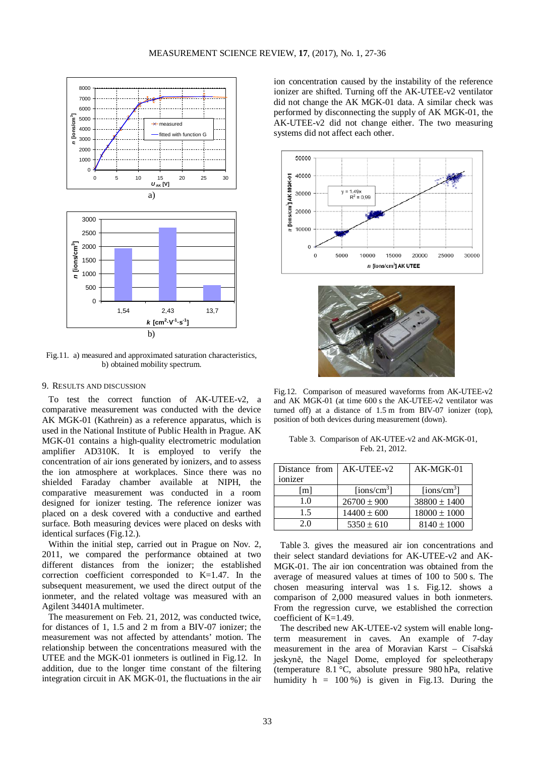Fig.11. a) measured and approximated saturation characteristics, b) obtained mobility spectrum.

## 9. Results and discussion

To test the correct function of AK-UTEE-v2, a comparative measurement was conducted with the device AK MGK-01 (Kathrein) as a reference apparatus, which is used in the National Institute of Public Health in Prague. AK MGK-01 contains a high-quality electrometric modulation amplifier AD310K. It is employed to verify the concentration of air ions generated by ionizers, and to assess the ion atmosphere at workplaces. Since there was no shielded Faraday chamber available at NIPH, the comparative measurement was conducted in a room designed for ionizer testing. The reference ionizer was placed on a desk covered with a conductive and earthed surface. Both measuring devices were placed on desks with identical surfaces (Fig.12.).

Within the initial step, carried out in Prague on Nov. 2, 2011, we compared the performance obtained at two different distances from the ionizer; the established correction coefficient corresponded to K=1.47. In the subsequent measurement, we used the direct output of the ionmeter, and the related voltage was measured with an Agilent 34401A multimeter.

The measurement on Feb. 21, 2012, was conducted twice, for distances of 1, 1.5 and 2 m from a BIV-07 ionizer; the measurement was not affected by attendants' motion. The relationship between the concentrations measured with the UTEE and the MGK-01 ionmeters is outlined in Fig.12. In addition, due to the longer time constant of the filtering integration circuit in AK MGK-01, the fluctuations in the air ion concentration caused by the instability of the reference ionizer are shifted. Turning off the AK-UTEE-v2 ventilator did not change the AK MGK-01 data. A similar check was performed by disconnecting the supply of AK MGK-01, the AK-UTEE-v2 did not change either. The two measuring systems did not affect each other.

Fig.12. Comparison of measured waveforms from AK-UTEE-v2 and AK MGK-01 (at time 600 s the AK-UTEE-v2 ventilator was turned off) at a distance of 1.5 m from BIV-07 ionizer (top), position of both devices during measurement (down).

Table 3. Comparison of AK-UTEE-v2 and AK-MGK-01, Feb. 21, 2012.

| Distance from ionizer | AK-UTEE-v2 | AK-MGK-01 |
|---|---|---|
| [m] | [ions/cm$^3$] | [ions/cm$^3$] |
| 1.0 | 26700 ± 900 | 38800 ± 1400 |
| 1.5 | 14400 ± 600 | 18000 ± 1000 |
| 2.0 | 5350 ± 610 | 8140 ± 1000 |

Table 3. gives the measured air ion concentrations and their select standard deviations for AK-UTEE-v2 and AK-MGK-01. The air ion concentration was obtained from the average of measured values at times of 100 to 500 s. The chosen measuring interval was 1 s. Fig.12. shows a comparison of 2,000 measured values in both ionmeters. From the regression curve, we established the correction coefficient of K=1.49.

The described new AK-UTEE-v2 system will enable long-term measurement in caves. An example of 7-day measurement in the area of Moravian Karst – Císařská jeskyně, the Nagel Dome, employed for speleotherapy (temperature 8.1 °C, absolute pressure 980 hPa, relative humidity h = 100 %) is given in Fig.13. During the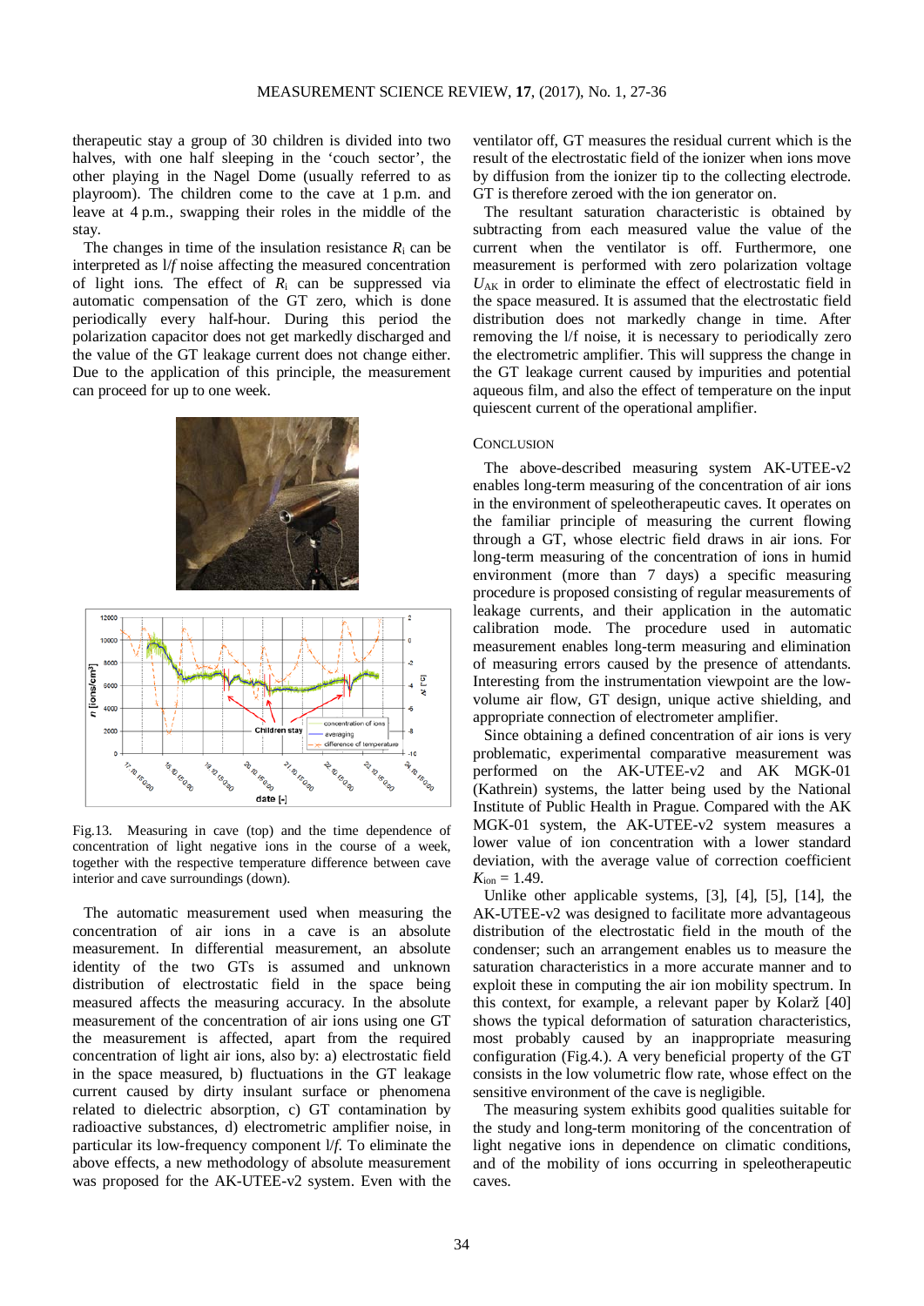therapeutic stay a group of 30 children is divided into two halves, with one half sleeping in the 'couch sector', the other playing in the Nagel Dome (usually referred to as playroom). The children come to the cave at 1 p.m. and leave at 4 p.m., swapping their roles in the middle of the stay.

The changes in time of the insulation resistance $R_i$ can be interpreted as l/*f* noise affecting the measured concentration of light ions. The effect of $R_i$ can be suppressed via automatic compensation of the GT zero, which is done periodically every half-hour. During this period the polarization capacitor does not get markedly discharged and the value of the GT leakage current does not change either. Due to the application of this principle, the measurement can proceed for up to one week.

Fig.13. Measuring in cave (top) and the time dependence of concentration of light negative ions in the course of a week, together with the respective temperature difference between cave interior and cave surroundings (down).

The automatic measurement used when measuring the concentration of air ions in a cave is an absolute measurement. In differential measurement, an absolute identity of the two GTs is assumed and unknown distribution of electrostatic field in the space being measured affects the measuring accuracy. In the absolute measurement of the concentration of air ions using one GT the measurement is affected, apart from the required concentration of light air ions, also by: a) electrostatic field in the space measured, b) fluctuations in the GT leakage current caused by dirty insulant surface or phenomena related to dielectric absorption, c) GT contamination by radioactive substances, d) electrometric amplifier noise, in particular its low-frequency component l/*f*. To eliminate the above effects, a new methodology of absolute measurement was proposed for the AK-UTEE-v2 system. Even with the ventilator off, GT measures the residual current which is the result of the electrostatic field of the ionizer when ions move by diffusion from the ionizer tip to the collecting electrode. GT is therefore zeroed with the ion generator on.

The resultant saturation characteristic is obtained by subtracting from each measured value the value of the current when the ventilator is off. Furthermore, one measurement is performed with zero polarization voltage $U_{AK}$ in order to eliminate the effect of electrostatic field in the space measured. It is assumed that the electrostatic field distribution does not markedly change in time. After removing the l/f noise, it is necessary to periodically zero the electrometric amplifier. This will suppress the change in the GT leakage current caused by impurities and potential aqueous film, and also the effect of temperature on the input quiescent current of the operational amplifier.

## CONCLUSION

The above-described measuring system AK-UTEE-v2 enables long-term measuring of the concentration of air ions in the environment of speleotherapeutic caves. It operates on the familiar principle of measuring the current flowing through a GT, whose electric field draws in air ions. For long-term measuring of the concentration of ions in humid environment (more than 7 days) a specific measuring procedure is proposed consisting of regular measurements of leakage currents, and their application in the automatic calibration mode. The procedure used in automatic measurement enables long-term measuring and elimination of measuring errors caused by the presence of attendants. Interesting from the instrumentation viewpoint are the low-volume air flow, GT design, unique active shielding, and appropriate connection of electrometer amplifier.

Since obtaining a defined concentration of air ions is very problematic, experimental comparative measurement was performed on the AK-UTEE-v2 and AK MGK-01 (Kathrein) systems, the latter being used by the National Institute of Public Health in Prague. Compared with the AK MGK-01 system, the AK-UTEE-v2 system measures a lower value of ion concentration with a lower standard deviation, with the average value of correction coefficient $K_{ion} = 1.49$.

Unlike other applicable systems, [3], [4], [5], [14], the AK-UTEE-v2 was designed to facilitate more advantageous distribution of the electrostatic field in the mouth of the condenser; such an arrangement enables us to measure the saturation characteristics in a more accurate manner and to exploit these in computing the air ion mobility spectrum. In this context, for example, a relevant paper by Kolarž [40] shows the typical deformation of saturation characteristics, most probably caused by an inappropriate measuring configuration (Fig.4.). A very beneficial property of the GT consists in the low volumetric flow rate, whose effect on the sensitive environment of the cave is negligible.

The measuring system exhibits good qualities suitable for the study and long-term monitoring of the concentration of light negative ions in dependence on climatic conditions, and of the mobility of ions occurring in speleotherapeutic caves.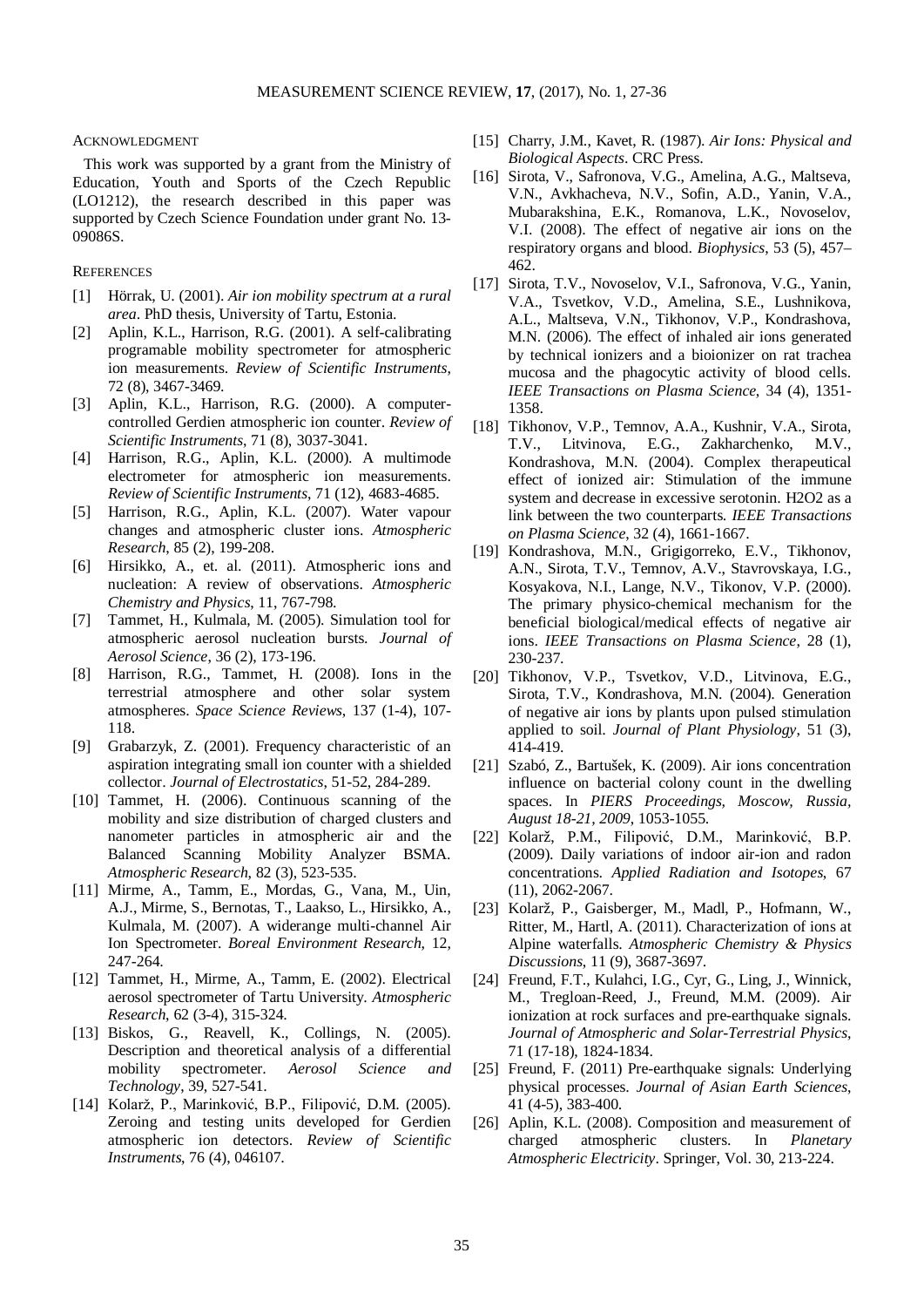## Acknowledgment

This work was supported by a grant from the Ministry of Education, Youth and Sports of the Czech Republic (LO1212), the research described in this paper was supported by Czech Science Foundation under grant No. 13-09086S.

## References

[1] Hörrak, U. (2001). *Air ion mobility spectrum at a rural area*. PhD thesis, University of Tartu, Estonia.

[2] Aplin, K.L., Harrison, R.G. (2001). A self-calibrating programable mobility spectrometer for atmospheric ion measurements. *Review of Scientific Instruments*, 72 (8), 3467-3469.

[3] Aplin, K.L., Harrison, R.G. (2000). A computer-controlled Gerdien atmospheric ion counter. *Review of Scientific Instruments*, 71 (8), 3037-3041.

[4] Harrison, R.G., Aplin, K.L. (2000). A multimode electrometer for atmospheric ion measurements. *Review of Scientific Instruments*, 71 (12), 4683-4685.

[5] Harrison, R.G., Aplin, K.L. (2007). Water vapour changes and atmospheric cluster ions. *Atmospheric Research*, 85 (2), 199-208.

[6] Hirsikko, A., et. al. (2011). Atmospheric ions and nucleation: A review of observations. *Atmospheric Chemistry and Physics*, 11, 767-798.

[7] Tammet, H., Kulmala, M. (2005). Simulation tool for atmospheric aerosol nucleation bursts. *Journal of Aerosol Science*, 36 (2), 173-196.

[8] Harrison, R.G., Tammet, H. (2008). Ions in the terrestrial atmosphere and other solar system atmospheres. *Space Science Reviews*, 137 (1-4), 107-118.

[9] Grabarzyk, Z. (2001). Frequency characteristic of an aspiration integrating small ion counter with a shielded collector. *Journal of Electrostatics*, 51-52, 284-289.

[10] Tammet, H. (2006). Continuous scanning of the mobility and size distribution of charged clusters and nanometer particles in atmospheric air and the Balanced Scanning Mobility Analyzer BSMA. *Atmospheric Research*, 82 (3), 523-535.

[11] Mirme, A., Tamm, E., Mordas, G., Vana, M., Uin, A.J., Mirme, S., Bernotas, T., Laakso, L., Hirsikko, A., Kulmala, M. (2007). A widerange multi-channel Air Ion Spectrometer. *Boreal Environment Research*, 12, 247-264.

[12] Tammet, H., Mirme, A., Tamm, E. (2002). Electrical aerosol spectrometer of Tartu University. *Atmospheric Research*, 62 (3-4), 315-324.

[13] Biskos, G., Reavell, K., Collings, N. (2005). Description and theoretical analysis of a differential mobility spectrometer. *Aerosol Science and Technology*, 39, 527-541.

[14] Kolarž, P., Marinković, B.P., Filipović, D.M. (2005). Zeroing and testing units developed for Gerdien atmospheric ion detectors. *Review of Scientific Instruments*, 76 (4), 046107.

[15] Charry, J.M., Kavet, R. (1987). *Air Ions: Physical and Biological Aspects*. CRC Press.

[16] Sirota, V., Safronova, V.G., Amelina, A.G., Maltseva, V.N., Avkhacheva, N.V., Sofin, A.D., Yanin, V.A., Mubarakshina, E.K., Romanova, L.K., Novoselov, V.I. (2008). The effect of negative air ions on the respiratory organs and blood. *Biophysics*, 53 (5), 457–462.

[17] Sirota, T.V., Novoselov, V.I., Safronova, V.G., Yanin, V.A., Tsvetkov, V.D., Amelina, S.E., Lushnikova, A.L., Maltseva, V.N., Tikhonov, V.P., Kondrashova, M.N. (2006). The effect of inhaled air ions generated by technical ionizers and a bioionizer on rat trachea mucosa and the phagocytic activity of blood cells. *IEEE Transactions on Plasma Science*, 34 (4), 1351-1358.

[18] Tikhonov, V.P., Temnov, A.A., Kushnir, V.A., Sirota, T.V., Litvinova, E.G., Zakharchenko, M.V., Kondrashova, M.N. (2004). Complex therapeutical effect of ionized air: Stimulation of the immune system and decrease in excessive serotonin. H2O2 as a link between the two counterparts. *IEEE Transactions on Plasma Science*, 32 (4), 1661-1667.

[19] Kondrashova, M.N., Grigigorreko, E.V., Tikhonov, A.N., Sirota, T.V., Temnov, A.V., Stavrovskaya, I.G., Kosyakova, N.I., Lange, N.V., Tikonov, V.P. (2000). The primary physico-chemical mechanism for the beneficial biological/medical effects of negative air ions. *IEEE Transactions on Plasma Science*, 28 (1), 230-237.

[20] Tikhonov, V.P., Tsvetkov, V.D., Litvinova, E.G., Sirota, T.V., Kondrashova, M.N. (2004). Generation of negative air ions by plants upon pulsed stimulation applied to soil. *Journal of Plant Physiology*, 51 (3), 414-419.

[21] Szabó, Z., Bartušek, K. (2009). Air ions concentration influence on bacterial colony count in the dwelling spaces. In *PIERS Proceedings, Moscow, Russia, August 18-21, 2009*, 1053-1055.

[22] Kolarž, P.M., Filipović, D.M., Marinković, B.P. (2009). Daily variations of indoor air-ion and radon concentrations. *Applied Radiation and Isotopes*, 67 (11), 2062-2067.

[23] Kolarž, P., Gaisberger, M., Madl, P., Hofmann, W., Ritter, M., Hartl, A. (2011). Characterization of ions at Alpine waterfalls. *Atmospheric Chemistry & Physics Discussions*, 11 (9), 3687-3697.

[24] Freund, F.T., Kulahci, I.G., Cyr, G., Ling, J., Winnick, M., Tregloan-Reed, J., Freund, M.M. (2009). Air ionization at rock surfaces and pre-earthquake signals. *Journal of Atmospheric and Solar-Terrestrial Physics*, 71 (17-18), 1824-1834.

[25] Freund, F. (2011) Pre-earthquake signals: Underlying physical processes. *Journal of Asian Earth Sciences*, 41 (4-5), 383-400.

[26] Aplin, K.L. (2008). Composition and measurement of charged atmospheric clusters. In *Planetary Atmospheric Electricity*. Springer, Vol. 30, 213-224.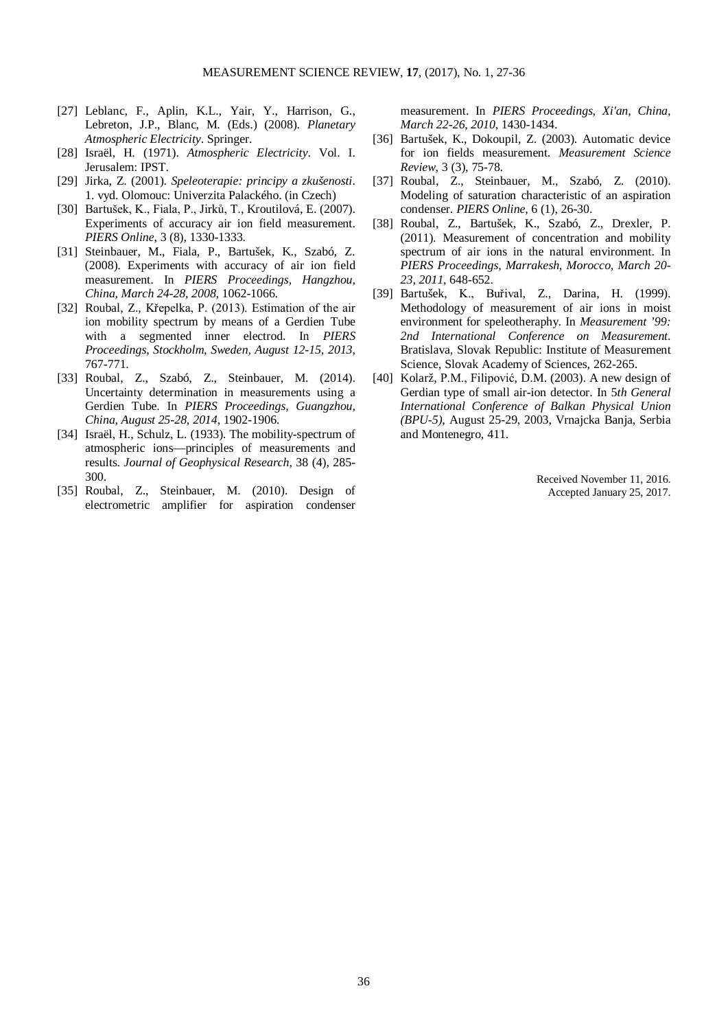[27] Leblanc, F., Aplin, K.L., Yair, Y., Harrison, G., Lebreton, J.P., Blanc, M. (Eds.) (2008). *Planetary Atmospheric Electricity*. Springer.

[28] Israël, H. (1971). *Atmospheric Electricity*. Vol. I. Jerusalem: IPST.

[29] Jirka, Z. (2001). *Speleoterapie: principy a zkušenosti*. 1. vyd. Olomouc: Univerzita Palackého. (in Czech)

[30] Bartušek, K., Fiala, P., Jirků, T., Kroutilová, E. (2007). Experiments of accuracy air ion field measurement. *PIERS Online*, 3 (8), 1330-1333.

[31] Steinbauer, M., Fiala, P., Bartušek, K., Szabó, Z. (2008). Experiments with accuracy of air ion field measurement. In *PIERS Proceedings, Hangzhou, China, March 24-28, 2008*, 1062-1066.

[32] Roubal, Z., Křepelka, P. (2013). Estimation of the air ion mobility spectrum by means of a Gerdien Tube with a segmented inner electrod. In *PIERS Proceedings, Stockholm, Sweden, August 12-15, 2013*, 767-771.

[33] Roubal, Z., Szabó, Z., Steinbauer, M. (2014). Uncertainty determination in measurements using a Gerdien Tube. In *PIERS Proceedings, Guangzhou, China, August 25-28, 2014*, 1902-1906.

[34] Israël, H., Schulz, L. (1933). The mobility-spectrum of atmospheric ions—principles of measurements and results. *Journal of Geophysical Research*, 38 (4), 285-300.

[35] Roubal, Z., Steinbauer, M. (2010). Design of electrometric amplifier for aspiration condenser measurement. In *PIERS Proceedings, Xi'an, China, March 22-26, 2010*, 1430-1434.

[36] Bartušek, K., Dokoupil, Z. (2003). Automatic device for ion fields measurement. *Measurement Science Review*, 3 (3), 75-78.

[37] Roubal, Z., Steinbauer, M., Szabó, Z. (2010). Modeling of saturation characteristic of an aspiration condenser. *PIERS Online*, 6 (1), 26-30.

[38] Roubal, Z., Bartušek, K., Szabó, Z., Drexler, P. (2011). Measurement of concentration and mobility spectrum of air ions in the natural environment. In *PIERS Proceedings, Marrakesh, Morocco, March 20-23, 2011*, 648-652.

[39] Bartušek, K., Buřival, Z., Darina, H. (1999). Methodology of measurement of air ions in moist environment for speleotheraphy. In *Measurement '99: 2nd International Conference on Measurement*. Bratislava, Slovak Republic: Institute of Measurement Science, Slovak Academy of Sciences, 262-265.

[40] Kolarž, P.M., Filipović, D.M. (2003). A new design of Gerdian type of small air-ion detector. In 5*th General International Conference of Balkan Physical Union (BPU-5)*, August 25-29, 2003, Vrnajcka Banja, Serbia and Montenegro, 411.

Received November 11, 2016.
Accepted January 25, 2017.